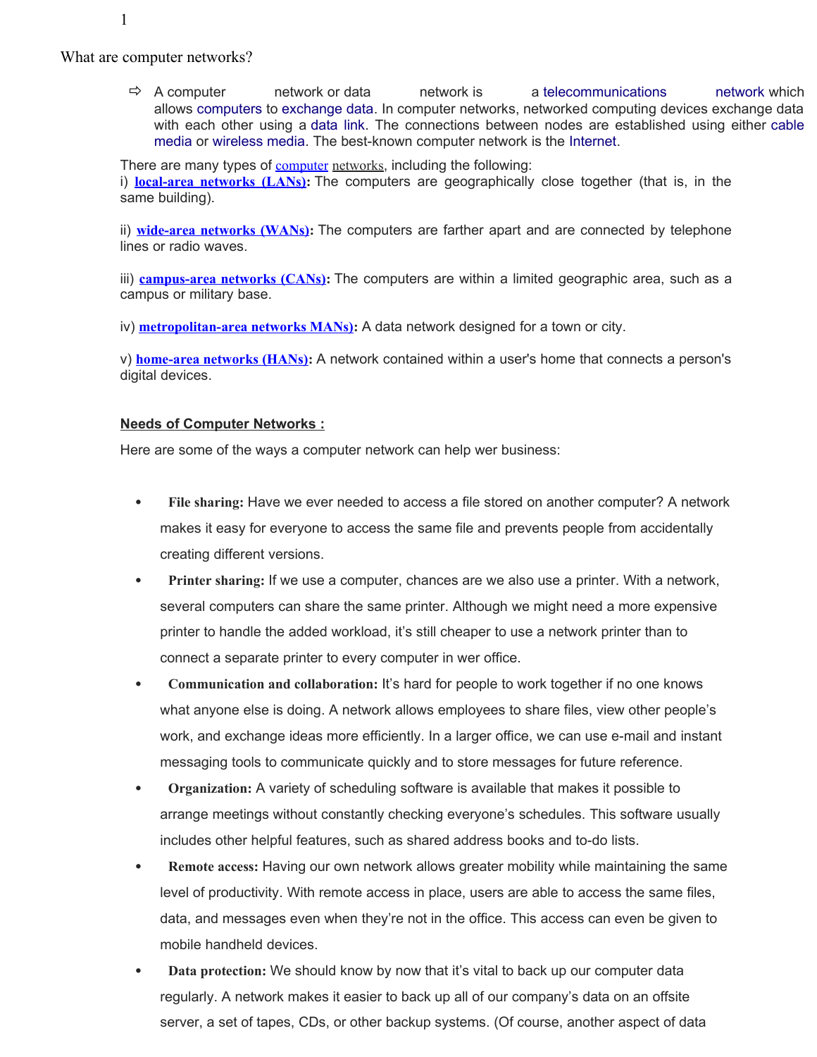# What are computer networks?

- A computer network or data network is a telecommunications network which allows computers to exchange data. In computer networks, networked computing devices exchange data with each other using a data link. The connections between nodes are established using either cable media or wireless media. The best-known computer network is the Internet.

There are many types of computer networks, including the following:

i) **local-area networks (LANs):** The computers are geographically close together (that is, in the same building).

ii) **wide-area networks (WANs):** The computers are farther apart and are connected by telephone lines or radio waves.

iii) **campus-area networks (CANs):** The computers are within a limited geographic area, such as a campus or military base.

iv) **metropolitan-area networks MANs):** A data network designed for a town or city.

v) **home-area networks (HANs):** A network contained within a user's home that connects a person's digital devices.

## Needs of Computer Networks :

Here are some of the ways a computer network can help wer business:

- **File sharing:** Have we ever needed to access a file stored on another computer? A network makes it easy for everyone to access the same file and prevents people from accidentally creating different versions.
- **Printer sharing:** If we use a computer, chances are we also use a printer. With a network, several computers can share the same printer. Although we might need a more expensive printer to handle the added workload, it's still cheaper to use a network printer than to connect a separate printer to every computer in wer office.
- **Communication and collaboration:** It's hard for people to work together if no one knows what anyone else is doing. A network allows employees to share files, view other people's work, and exchange ideas more efficiently. In a larger office, we can use e-mail and instant messaging tools to communicate quickly and to store messages for future reference.
- **Organization:** A variety of scheduling software is available that makes it possible to arrange meetings without constantly checking everyone's schedules. This software usually includes other helpful features, such as shared address books and to-do lists.
- **Remote access:** Having our own network allows greater mobility while maintaining the same level of productivity. With remote access in place, users are able to access the same files, data, and messages even when they're not in the office. This access can even be given to mobile handheld devices.
- **Data protection:** We should know by now that it's vital to back up our computer data regularly. A network makes it easier to back up all of our company's data on an offsite server, a set of tapes, CDs, or other backup systems. (Of course, another aspect of data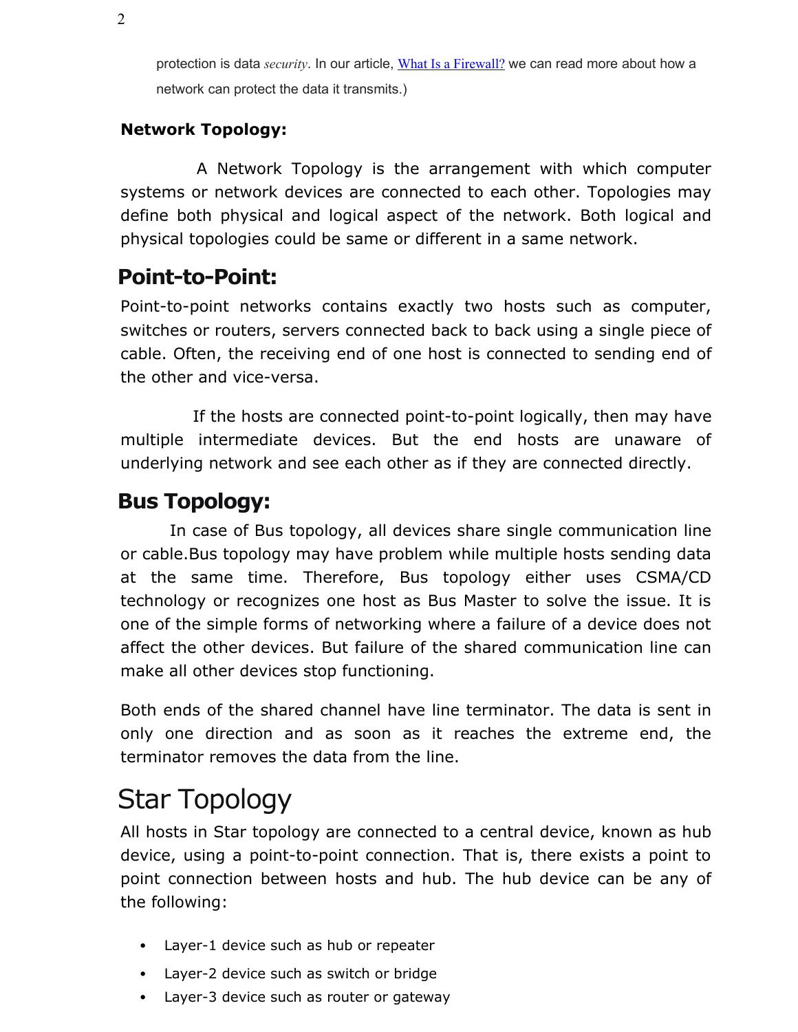protection is data *security*. In our article, [What Is a Firewall?]() we can read more about how a network can protect the data it transmits.)

**Network Topology:**

A Network Topology is the arrangement with which computer systems or network devices are connected to each other. Topologies may define both physical and logical aspect of the network. Both logical and physical topologies could be same or different in a same network.

## Point-to-Point:

Point-to-point networks contains exactly two hosts such as computer, switches or routers, servers connected back to back using a single piece of cable. Often, the receiving end of one host is connected to sending end of the other and vice-versa.

If the hosts are connected point-to-point logically, then may have multiple intermediate devices. But the end hosts are unaware of underlying network and see each other as if they are connected directly.

## Bus Topology:

In case of Bus topology, all devices share single communication line or cable.Bus topology may have problem while multiple hosts sending data at the same time. Therefore, Bus topology either uses CSMA/CD technology or recognizes one host as Bus Master to solve the issue. It is one of the simple forms of networking where a failure of a device does not affect the other devices. But failure of the shared communication line can make all other devices stop functioning.

Both ends of the shared channel have line terminator. The data is sent in only one direction and as soon as it reaches the extreme end, the terminator removes the data from the line.

# Star Topology

All hosts in Star topology are connected to a central device, known as hub device, using a point-to-point connection. That is, there exists a point to point connection between hosts and hub. The hub device can be any of the following:

- Layer-1 device such as hub or repeater
- Layer-2 device such as switch or bridge
- Layer-3 device such as router or gateway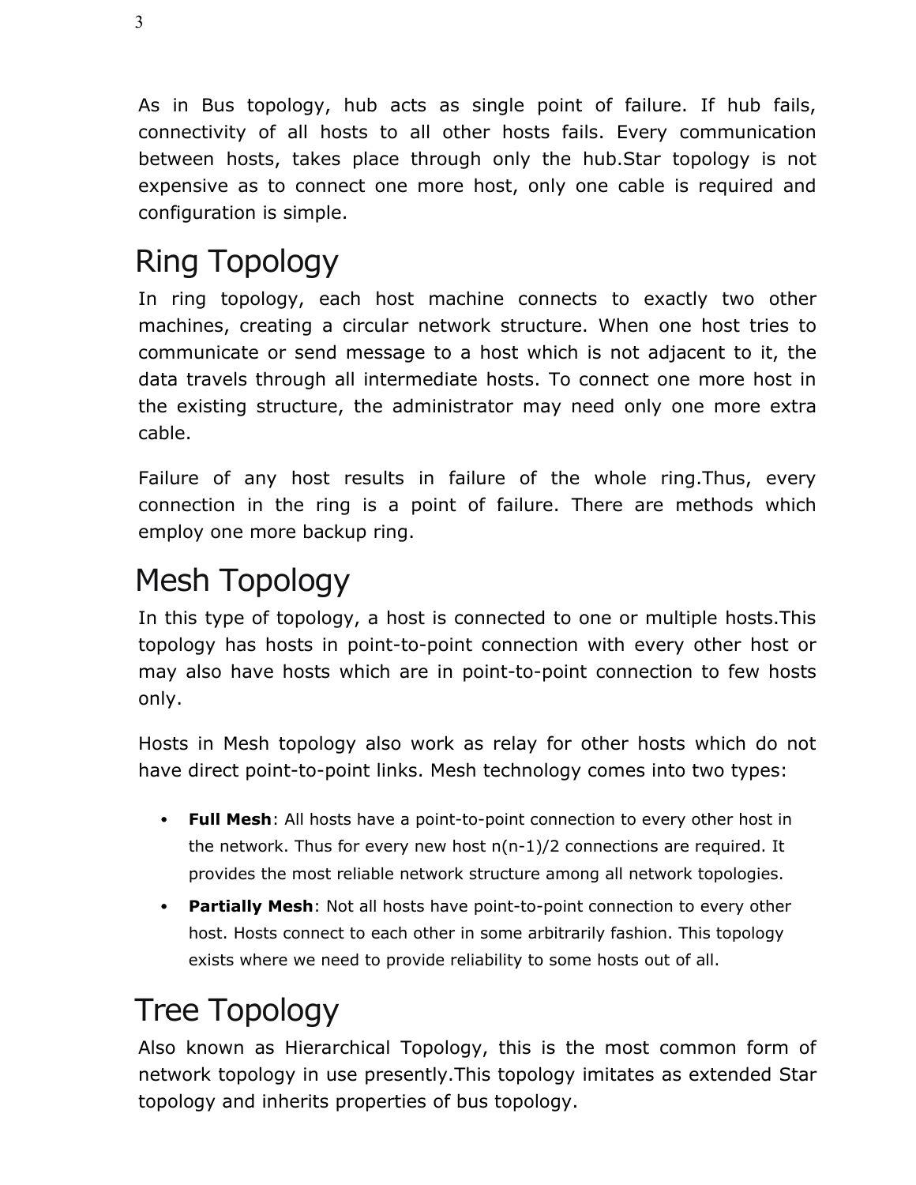As in Bus topology, hub acts as single point of failure. If hub fails, connectivity of all hosts to all other hosts fails. Every communication between hosts, takes place through only the hub.Star topology is not expensive as to connect one more host, only one cable is required and configuration is simple.

## Ring Topology

In ring topology, each host machine connects to exactly two other machines, creating a circular network structure. When one host tries to communicate or send message to a host which is not adjacent to it, the data travels through all intermediate hosts. To connect one more host in the existing structure, the administrator may need only one more extra cable.

Failure of any host results in failure of the whole ring.Thus, every connection in the ring is a point of failure. There are methods which employ one more backup ring.

## Mesh Topology

In this type of topology, a host is connected to one or multiple hosts.This topology has hosts in point-to-point connection with every other host or may also have hosts which are in point-to-point connection to few hosts only.

Hosts in Mesh topology also work as relay for other hosts which do not have direct point-to-point links. Mesh technology comes into two types:

- **Full Mesh**: All hosts have a point-to-point connection to every other host in the network. Thus for every new host $n(n-1)/2$ connections are required. It provides the most reliable network structure among all network topologies.
- **Partially Mesh**: Not all hosts have point-to-point connection to every other host. Hosts connect to each other in some arbitrarily fashion. This topology exists where we need to provide reliability to some hosts out of all.

## Tree Topology

Also known as Hierarchical Topology, this is the most common form of network topology in use presently.This topology imitates as extended Star topology and inherits properties of bus topology.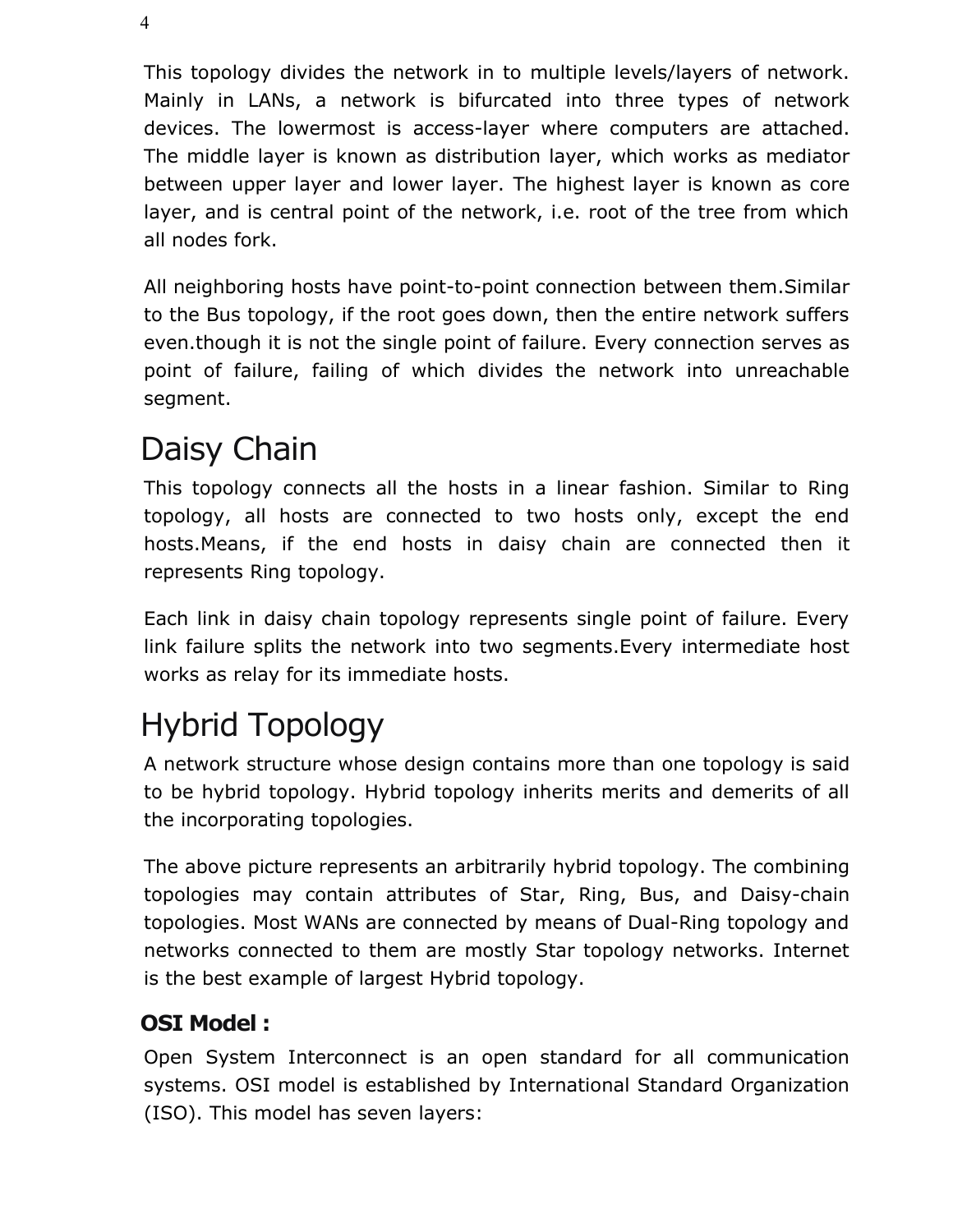This topology divides the network in to multiple levels/layers of network. Mainly in LANs, a network is bifurcated into three types of network devices. The lowermost is access-layer where computers are attached. The middle layer is known as distribution layer, which works as mediator between upper layer and lower layer. The highest layer is known as core layer, and is central point of the network, i.e. root of the tree from which all nodes fork.

All neighboring hosts have point-to-point connection between them.Similar to the Bus topology, if the root goes down, then the entire network suffers even.though it is not the single point of failure. Every connection serves as point of failure, failing of which divides the network into unreachable segment.

## Daisy Chain

This topology connects all the hosts in a linear fashion. Similar to Ring topology, all hosts are connected to two hosts only, except the end hosts.Means, if the end hosts in daisy chain are connected then it represents Ring topology.

Each link in daisy chain topology represents single point of failure. Every link failure splits the network into two segments.Every intermediate host works as relay for its immediate hosts.

## Hybrid Topology

A network structure whose design contains more than one topology is said to be hybrid topology. Hybrid topology inherits merits and demerits of all the incorporating topologies.

The above picture represents an arbitrarily hybrid topology. The combining topologies may contain attributes of Star, Ring, Bus, and Daisy-chain topologies. Most WANs are connected by means of Dual-Ring topology and networks connected to them are mostly Star topology networks. Internet is the best example of largest Hybrid topology.

### OSI Model :

Open System Interconnect is an open standard for all communication systems. OSI model is established by International Standard Organization (ISO). This model has seven layers: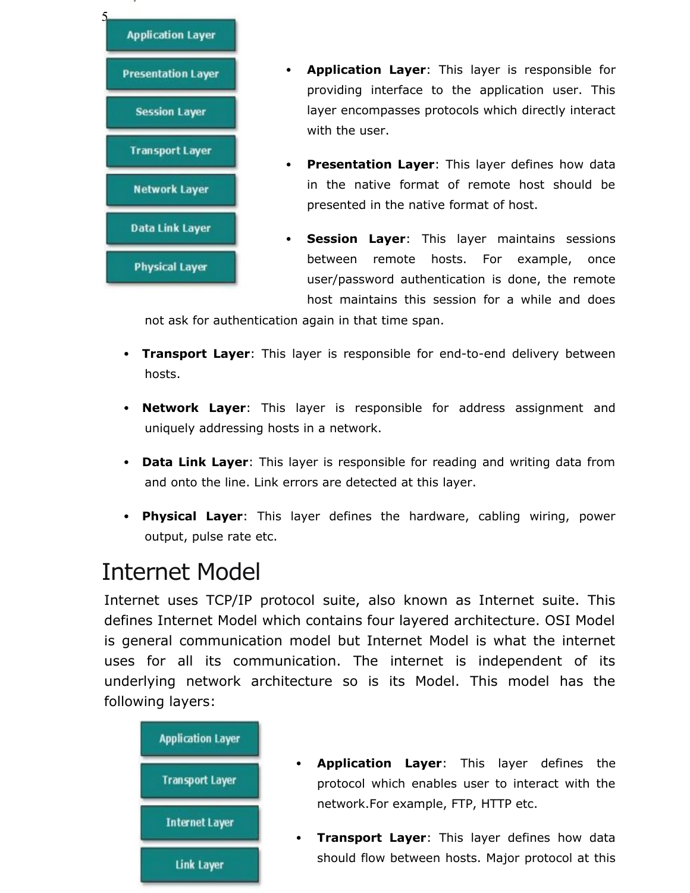- **Application Layer**: This layer is responsible for providing interface to the application user. This layer encompasses protocols which directly interact with the user.

- **Presentation Layer**: This layer defines how data in the native format of remote host should be presented in the native format of host.

- **Session Layer**: This layer maintains sessions between remote hosts. For example, once user/password authentication is done, the remote host maintains this session for a while and does not ask for authentication again in that time span.

- **Transport Layer**: This layer is responsible for end-to-end delivery between hosts.

- **Network Layer**: This layer is responsible for address assignment and uniquely addressing hosts in a network.

- **Data Link Layer**: This layer is responsible for reading and writing data from and onto the line. Link errors are detected at this layer.

- **Physical Layer**: This layer defines the hardware, cabling wiring, power output, pulse rate etc.

# Internet Model

Internet uses TCP/IP protocol suite, also known as Internet suite. This defines Internet Model which contains four layered architecture. OSI Model is general communication model but Internet Model is what the internet uses for all its communication. The internet is independent of its underlying network architecture so is its Model. This model has the following layers:

- **Application Layer**: This layer defines the protocol which enables user to interact with the network.For example, FTP, HTTP etc.

- **Transport Layer**: This layer defines how data should flow between hosts. Major protocol at this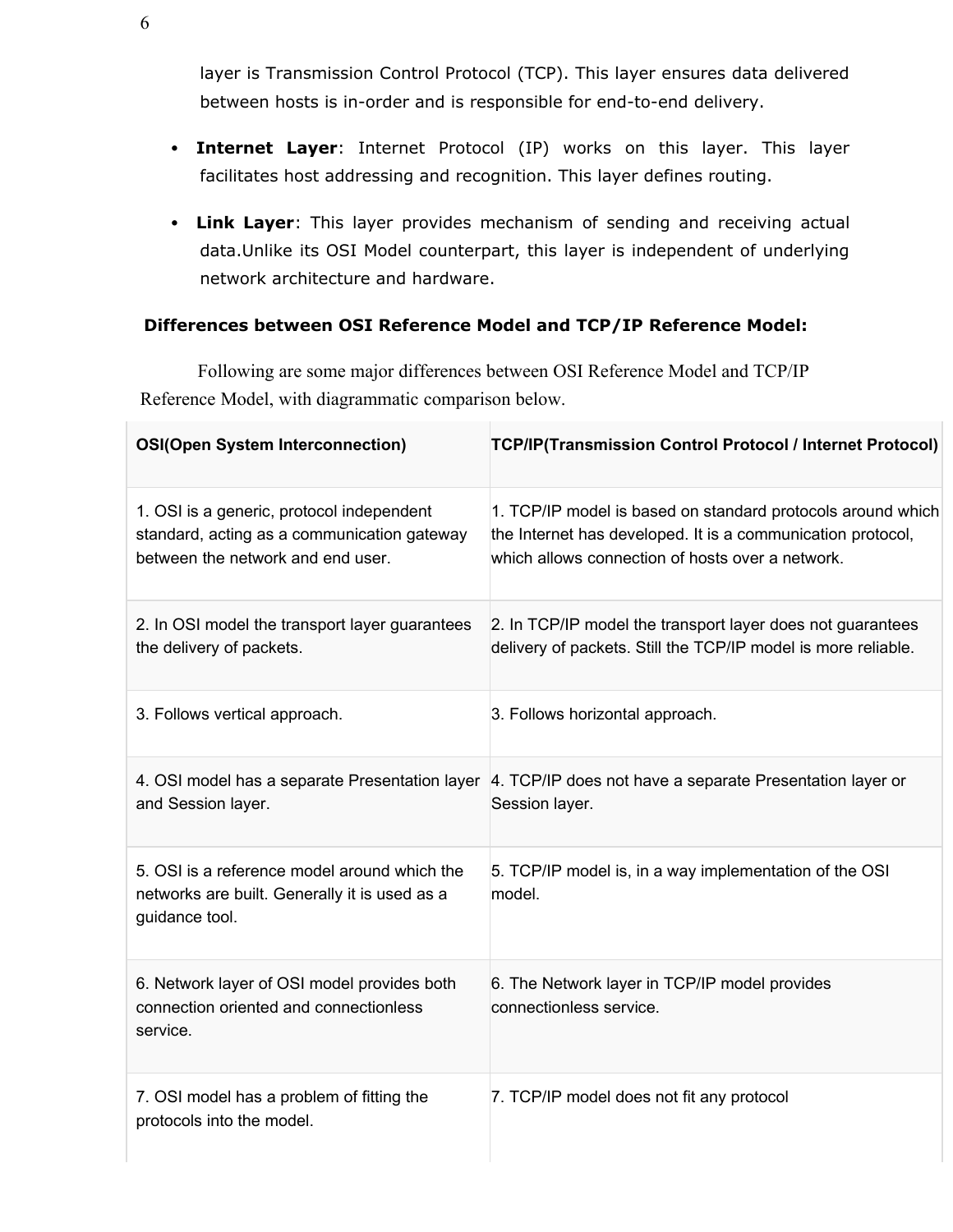layer is Transmission Control Protocol (TCP). This layer ensures data delivered between hosts is in-order and is responsible for end-to-end delivery.

- **Internet Layer**: Internet Protocol (IP) works on this layer. This layer facilitates host addressing and recognition. This layer defines routing.
- **Link Layer**: This layer provides mechanism of sending and receiving actual data.Unlike its OSI Model counterpart, this layer is independent of underlying network architecture and hardware.

**Differences between OSI Reference Model and TCP/IP Reference Model:**

Following are some major differences between OSI Reference Model and TCP/IP Reference Model, with diagrammatic comparison below.

| OSI(Open System Interconnection) | TCP/IP(Transmission Control Protocol / Internet Protocol) |
|---|---|
| 1. OSI is a generic, protocol independent standard, acting as a communication gateway between the network and end user. | 1. TCP/IP model is based on standard protocols around which the Internet has developed. It is a communication protocol, which allows connection of hosts over a network. |
| 2. In OSI model the transport layer guarantees the delivery of packets. | 2. In TCP/IP model the transport layer does not guarantees delivery of packets. Still the TCP/IP model is more reliable. |
| 3. Follows vertical approach. | 3. Follows horizontal approach. |
| 4. OSI model has a separate Presentation layer and Session layer. | 4. TCP/IP does not have a separate Presentation layer or Session layer. |
| 5. OSI is a reference model around which the networks are built. Generally it is used as a guidance tool. | 5. TCP/IP model is, in a way implementation of the OSI model. |
| 6. Network layer of OSI model provides both connection oriented and connectionless service. | 6. The Network layer in TCP/IP model provides connectionless service. |
| 7. OSI model has a problem of fitting the protocols into the model. | 7. TCP/IP model does not fit any protocol |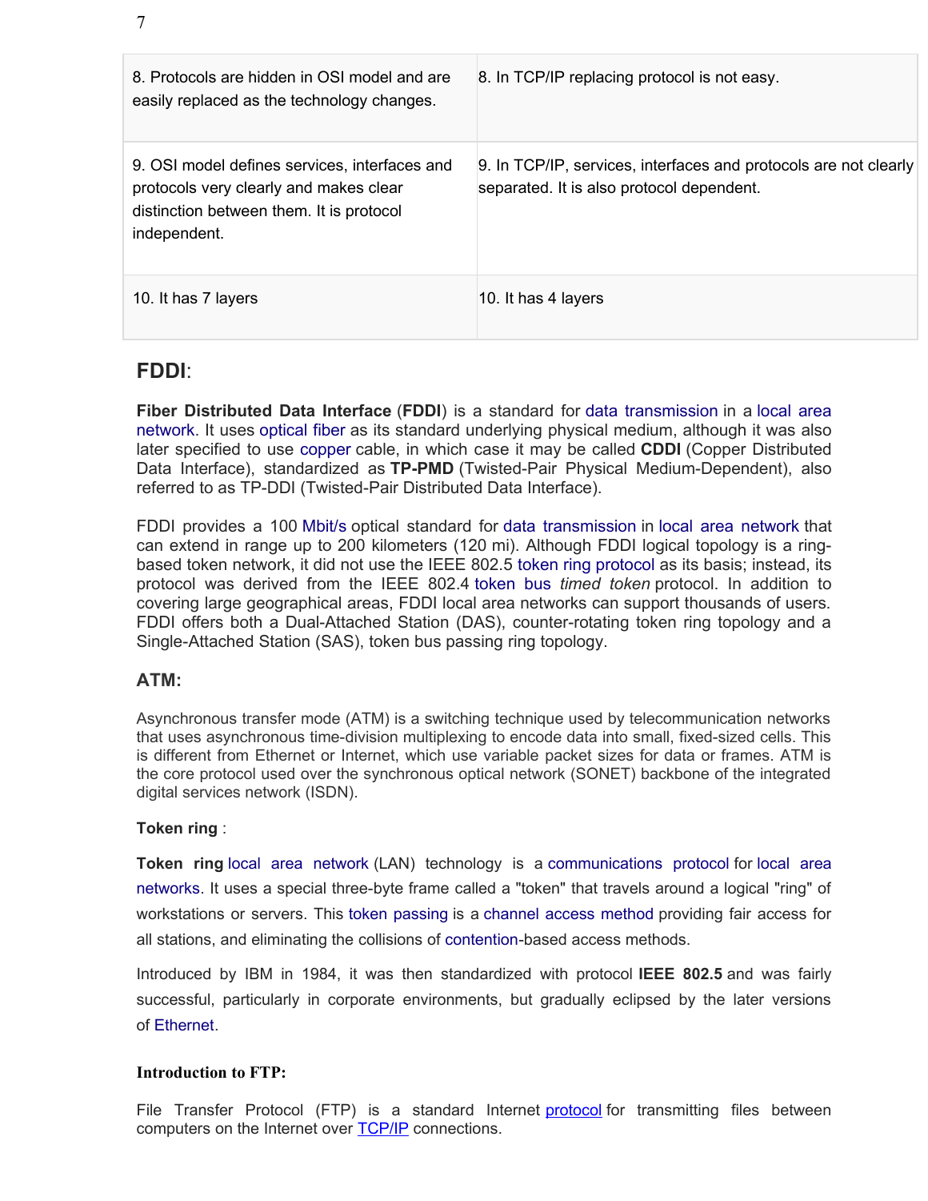| | |
|---|---|
| 8. Protocols are hidden in OSI model and are easily replaced as the technology changes. | 8. In TCP/IP replacing protocol is not easy. |
| 9. OSI model defines services, interfaces and protocols very clearly and makes clear distinction between them. It is protocol independent. | 9. In TCP/IP, services, interfaces and protocols are not clearly separated. It is also protocol dependent. |
| 10. It has 7 layers | 10. It has 4 layers |

## FDDI:

**Fiber Distributed Data Interface** (**FDDI**) is a standard for data transmission in a local area network. It uses optical fiber as its standard underlying physical medium, although it was also later specified to use copper cable, in which case it may be called **CDDI** (Copper Distributed Data Interface), standardized as **TP-PMD** (Twisted-Pair Physical Medium-Dependent), also referred to as TP-DDI (Twisted-Pair Distributed Data Interface).

FDDI provides a 100 Mbit/s optical standard for data transmission in local area network that can extend in range up to 200 kilometers (120 mi). Although FDDI logical topology is a ring-based token network, it did not use the IEEE 802.5 token ring protocol as its basis; instead, its protocol was derived from the IEEE 802.4 token bus *timed token* protocol. In addition to covering large geographical areas, FDDI local area networks can support thousands of users. FDDI offers both a Dual-Attached Station (DAS), counter-rotating token ring topology and a Single-Attached Station (SAS), token bus passing ring topology.

## ATM:

Asynchronous transfer mode (ATM) is a switching technique used by telecommunication networks that uses asynchronous time-division multiplexing to encode data into small, fixed-sized cells. This is different from Ethernet or Internet, which use variable packet sizes for data or frames. ATM is the core protocol used over the synchronous optical network (SONET) backbone of the integrated digital services network (ISDN).

### Token ring :

**Token ring** local area network (LAN) technology is a communications protocol for local area networks. It uses a special three-byte frame called a "token" that travels around a logical "ring" of workstations or servers. This token passing is a channel access method providing fair access for all stations, and eliminating the collisions of contention-based access methods.

Introduced by IBM in 1984, it was then standardized with protocol **IEEE 802.5** and was fairly successful, particularly in corporate environments, but gradually eclipsed by the later versions of Ethernet.

### Introduction to FTP:

File Transfer Protocol (FTP) is a standard Internet protocol for transmitting files between computers on the Internet over TCP/IP connections.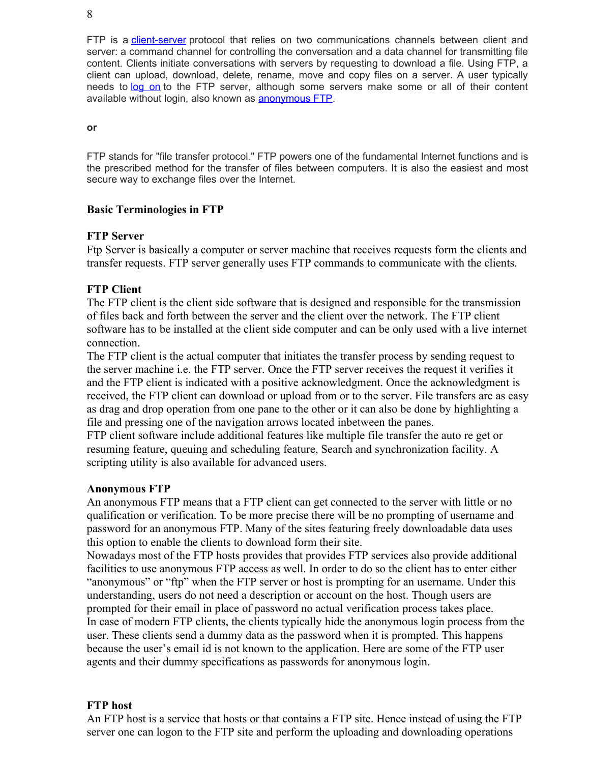FTP is a client-server protocol that relies on two communications channels between client and server: a command channel for controlling the conversation and a data channel for transmitting file content. Clients initiate conversations with servers by requesting to download a file. Using FTP, a client can upload, download, delete, rename, move and copy files on a server. A user typically needs to log on to the FTP server, although some servers make some or all of their content available without login, also known as anonymous FTP.

**or**

FTP stands for "file transfer protocol." FTP powers one of the fundamental Internet functions and is the prescribed method for the transfer of files between computers. It is also the easiest and most secure way to exchange files over the Internet.

**Basic Terminologies in FTP**

**FTP Server**

Ftp Server is basically a computer or server machine that receives requests form the clients and transfer requests. FTP server generally uses FTP commands to communicate with the clients.

**FTP Client**

The FTP client is the client side software that is designed and responsible for the transmission of files back and forth between the server and the client over the network. The FTP client software has to be installed at the client side computer and can be only used with a live internet connection.

The FTP client is the actual computer that initiates the transfer process by sending request to the server machine i.e. the FTP server. Once the FTP server receives the request it verifies it and the FTP client is indicated with a positive acknowledgment. Once the acknowledgment is received, the FTP client can download or upload from or to the server. File transfers are as easy as drag and drop operation from one pane to the other or it can also be done by highlighting a file and pressing one of the navigation arrows located inbetween the panes.

FTP client software include additional features like multiple file transfer the auto re get or resuming feature, queuing and scheduling feature, Search and synchronization facility. A scripting utility is also available for advanced users.

**Anonymous FTP**

An anonymous FTP means that a FTP client can get connected to the server with little or no qualification or verification. To be more precise there will be no prompting of username and password for an anonymous FTP. Many of the sites featuring freely downloadable data uses this option to enable the clients to download form their site.

Nowadays most of the FTP hosts provides that provides FTP services also provide additional facilities to use anonymous FTP access as well. In order to do so the client has to enter either “anonymous” or “ftp” when the FTP server or host is prompting for an username. Under this understanding, users do not need a description or account on the host. Though users are prompted for their email in place of password no actual verification process takes place.

In case of modern FTP clients, the clients typically hide the anonymous login process from the user. These clients send a dummy data as the password when it is prompted. This happens because the user’s email id is not known to the application. Here are some of the FTP user agents and their dummy specifications as passwords for anonymous login.

**FTP host**

An FTP host is a service that hosts or that contains a FTP site. Hence instead of using the FTP server one can logon to the FTP site and perform the uploading and downloading operations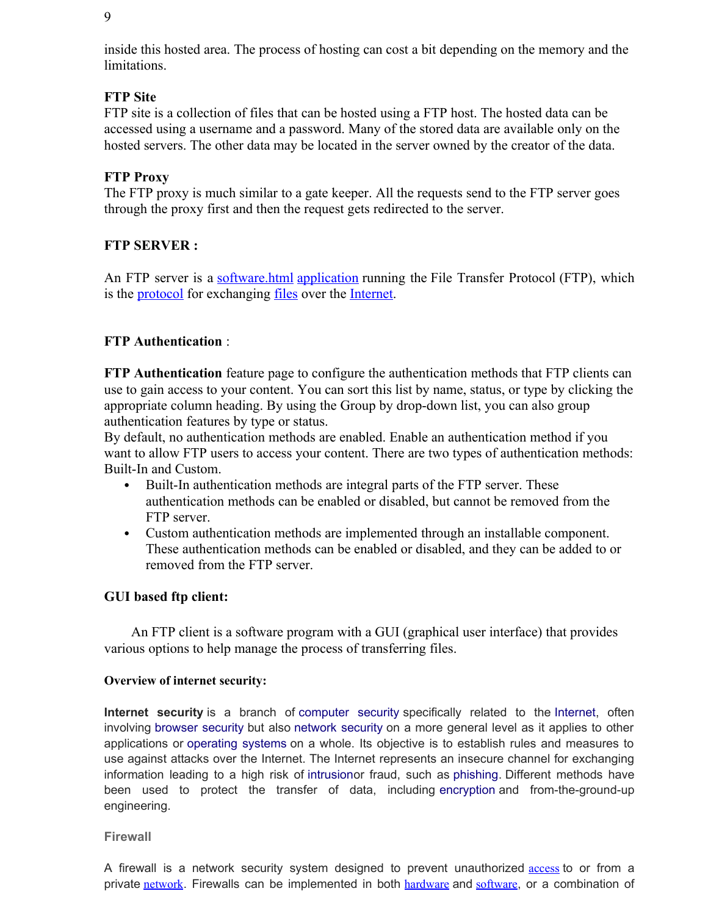inside this hosted area. The process of hosting can cost a bit depending on the memory and the limitations.

**FTP Site**

FTP site is a collection of files that can be hosted using a FTP host. The hosted data can be accessed using a username and a password. Many of the stored data are available only on the hosted servers. The other data may be located in the server owned by the creator of the data.

**FTP Proxy**

The FTP proxy is much similar to a gate keeper. All the requests send to the FTP server goes through the proxy first and then the request gets redirected to the server.

**FTP SERVER :**

An FTP server is a software.html application running the File Transfer Protocol (FTP), which is the protocol for exchanging files over the Internet.

**FTP Authentication** :

**FTP Authentication** feature page to configure the authentication methods that FTP clients can use to gain access to your content. You can sort this list by name, status, or type by clicking the appropriate column heading. By using the Group by drop-down list, you can also group authentication features by type or status.

By default, no authentication methods are enabled. Enable an authentication method if you want to allow FTP users to access your content. There are two types of authentication methods: Built-In and Custom.

- Built-In authentication methods are integral parts of the FTP server. These authentication methods can be enabled or disabled, but cannot be removed from the FTP server.
- Custom authentication methods are implemented through an installable component. These authentication methods can be enabled or disabled, and they can be added to or removed from the FTP server.

**GUI based ftp client:**

An FTP client is a software program with a GUI (graphical user interface) that provides various options to help manage the process of transferring files.

**Overview of internet security:**

**Internet security** is a branch of computer security specifically related to the Internet, often involving browser security but also network security on a more general level as it applies to other applications or operating systems on a whole. Its objective is to establish rules and measures to use against attacks over the Internet. The Internet represents an insecure channel for exchanging information leading to a high risk of intrusionor fraud, such as phishing. Different methods have been used to protect the transfer of data, including encryption and from-the-ground-up engineering.

**Firewall**

A firewall is a network security system designed to prevent unauthorized access to or from a private network. Firewalls can be implemented in both hardware and software, or a combination of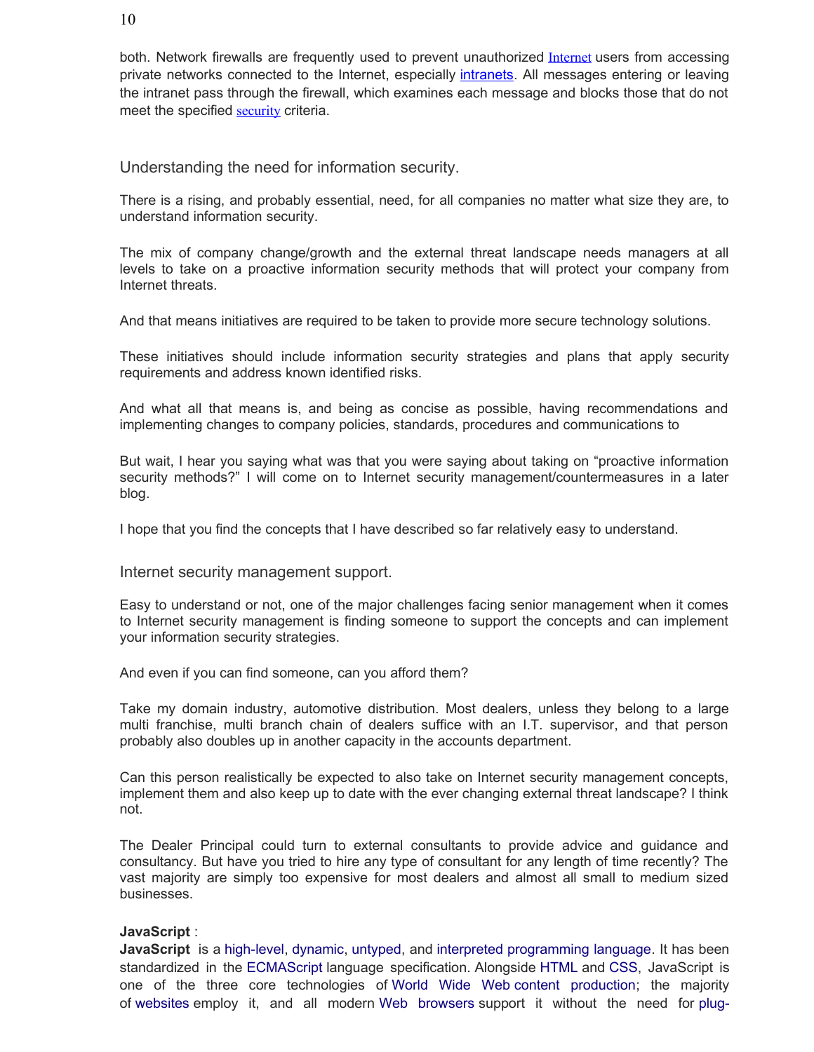both. Network firewalls are frequently used to prevent unauthorized Internet users from accessing private networks connected to the Internet, especially intranets. All messages entering or leaving the intranet pass through the firewall, which examines each message and blocks those that do not meet the specified security criteria.

## Understanding the need for information security.

There is a rising, and probably essential, need, for all companies no matter what size they are, to understand information security.

The mix of company change/growth and the external threat landscape needs managers at all levels to take on a proactive information security methods that will protect your company from Internet threats.

And that means initiatives are required to be taken to provide more secure technology solutions.

These initiatives should include information security strategies and plans that apply security requirements and address known identified risks.

And what all that means is, and being as concise as possible, having recommendations and implementing changes to company policies, standards, procedures and communications to

But wait, I hear you saying what was that you were saying about taking on "proactive information security methods?" I will come on to Internet security management/countermeasures in a later blog.

I hope that you find the concepts that I have described so far relatively easy to understand.

## Internet security management support.

Easy to understand or not, one of the major challenges facing senior management when it comes to Internet security management is finding someone to support the concepts and can implement your information security strategies.

And even if you can find someone, can you afford them?

Take my domain industry, automotive distribution. Most dealers, unless they belong to a large multi franchise, multi branch chain of dealers suffice with an I.T. supervisor, and that person probably also doubles up in another capacity in the accounts department.

Can this person realistically be expected to also take on Internet security management concepts, implement them and also keep up to date with the ever changing external threat landscape? I think not.

The Dealer Principal could turn to external consultants to provide advice and guidance and consultancy. But have you tried to hire any type of consultant for any length of time recently? The vast majority are simply too expensive for most dealers and almost all small to medium sized businesses.

**JavaScript** :
**JavaScript** is a high-level, dynamic, untyped, and interpreted programming language. It has been standardized in the ECMAScript language specification. Alongside HTML and CSS, JavaScript is one of the three core technologies of World Wide Web content production; the majority of websites employ it, and all modern Web browsers support it without the need for plug-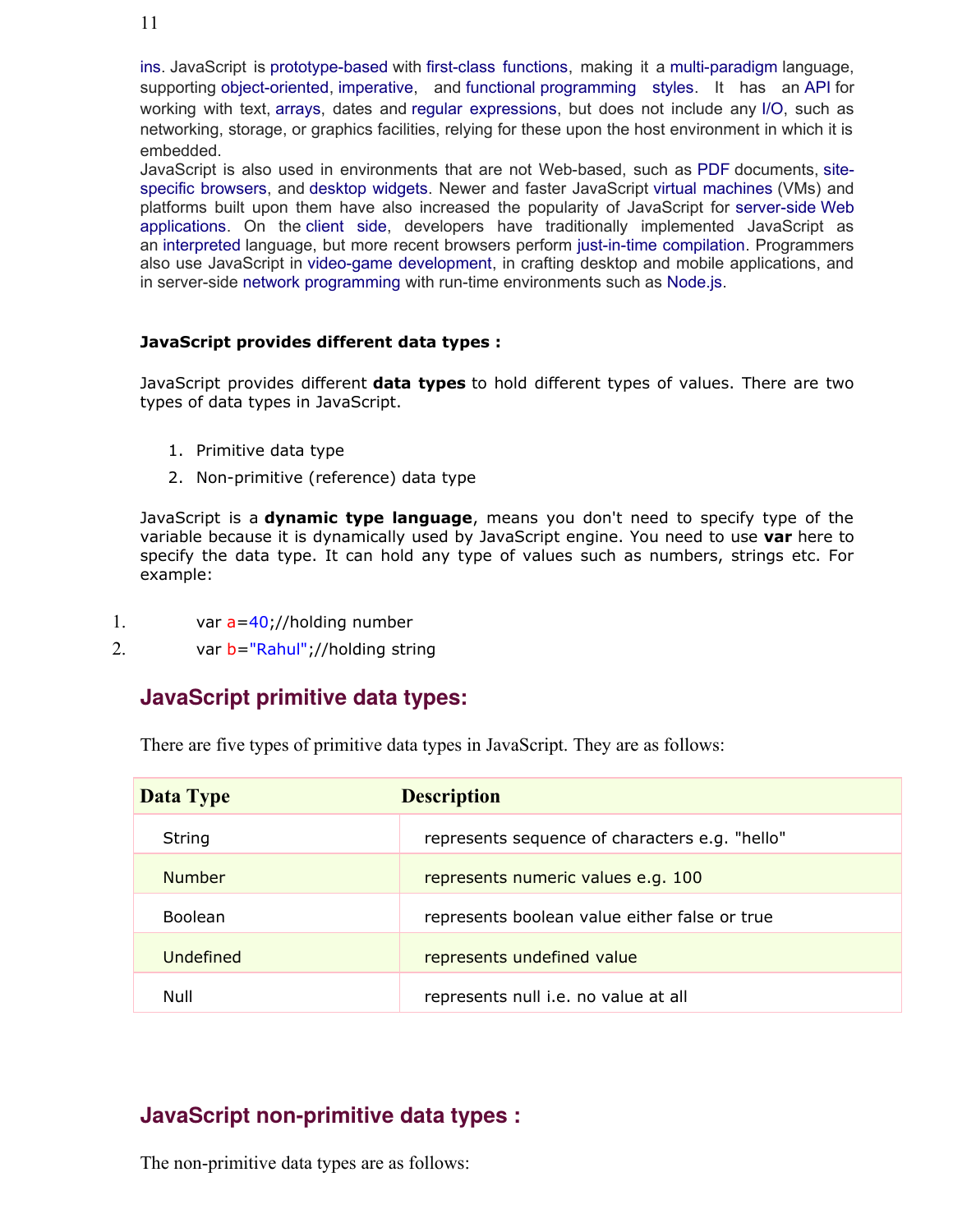ins. JavaScript is prototype-based with first-class functions, making it a multi-paradigm language, supporting object-oriented, imperative, and functional programming styles. It has an API for working with text, arrays, dates and regular expressions, but does not include any I/O, such as networking, storage, or graphics facilities, relying for these upon the host environment in which it is embedded.

JavaScript is also used in environments that are not Web-based, such as PDF documents, site-specific browsers, and desktop widgets. Newer and faster JavaScript virtual machines (VMs) and platforms built upon them have also increased the popularity of JavaScript for server-side Web applications. On the client side, developers have traditionally implemented JavaScript as an interpreted language, but more recent browsers perform just-in-time compilation. Programmers also use JavaScript in video-game development, in crafting desktop and mobile applications, and in server-side network programming with run-time environments such as Node.js.

**JavaScript provides different data types :**

JavaScript provides different **data types** to hold different types of values. There are two types of data types in JavaScript.

1. Primitive data type
2. Non-primitive (reference) data type

JavaScript is a **dynamic type language**, means you don't need to specify type of the variable because it is dynamically used by JavaScript engine. You need to use **var** here to specify the data type. It can hold any type of values such as numbers, strings etc. For example:

```
var a=40;//holding number
var b="Rahul";//holding string
```

## JavaScript primitive data types:

There are five types of primitive data types in JavaScript. They are as follows:

| Data Type | Description |
|---|---|
| String | represents sequence of characters e.g. "hello" |
| Number | represents numeric values e.g. 100 |
| Boolean | represents boolean value either false or true |
| Undefined | represents undefined value |
| Null | represents null i.e. no value at all |

## JavaScript non-primitive data types :

The non-primitive data types are as follows: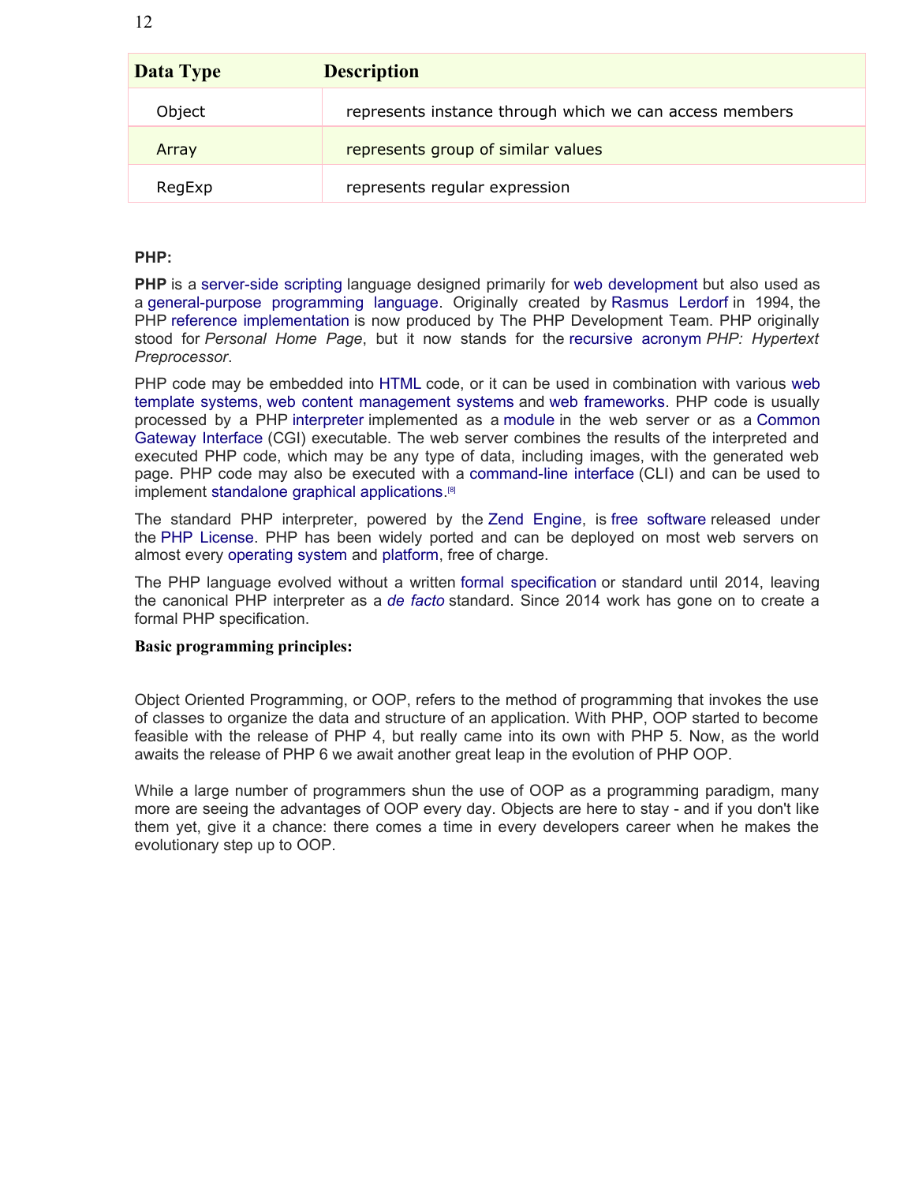| Data Type | Description |
|---|---|
| Object | represents instance through which we can access members |
| Array | represents group of similar values |
| RegExp | represents regular expression |

**PHP:**

**PHP** is a server-side scripting language designed primarily for web development but also used as a general-purpose programming language. Originally created by Rasmus Lerdorf in 1994, the PHP reference implementation is now produced by The PHP Development Team. PHP originally stood for *Personal Home Page*, but it now stands for the recursive acronym *PHP: Hypertext Preprocessor*.

PHP code may be embedded into HTML code, or it can be used in combination with various web template systems, web content management systems and web frameworks. PHP code is usually processed by a PHP interpreter implemented as a module in the web server or as a Common Gateway Interface (CGI) executable. The web server combines the results of the interpreted and executed PHP code, which may be any type of data, including images, with the generated web page. PHP code may also be executed with a command-line interface (CLI) and can be used to implement standalone graphical applications.[8]

The standard PHP interpreter, powered by the Zend Engine, is free software released under the PHP License. PHP has been widely ported and can be deployed on most web servers on almost every operating system and platform, free of charge.

The PHP language evolved without a written formal specification or standard until 2014, leaving the canonical PHP interpreter as a *de facto* standard. Since 2014 work has gone on to create a formal PHP specification.

**Basic programming principles:**

Object Oriented Programming, or OOP, refers to the method of programming that invokes the use of classes to organize the data and structure of an application. With PHP, OOP started to become feasible with the release of PHP 4, but really came into its own with PHP 5. Now, as the world awaits the release of PHP 6 we await another great leap in the evolution of PHP OOP.

While a large number of programmers shun the use of OOP as a programming paradigm, many more are seeing the advantages of OOP every day. Objects are here to stay - and if you don't like them yet, give it a chance: there comes a time in every developers career when he makes the evolutionary step up to OOP.